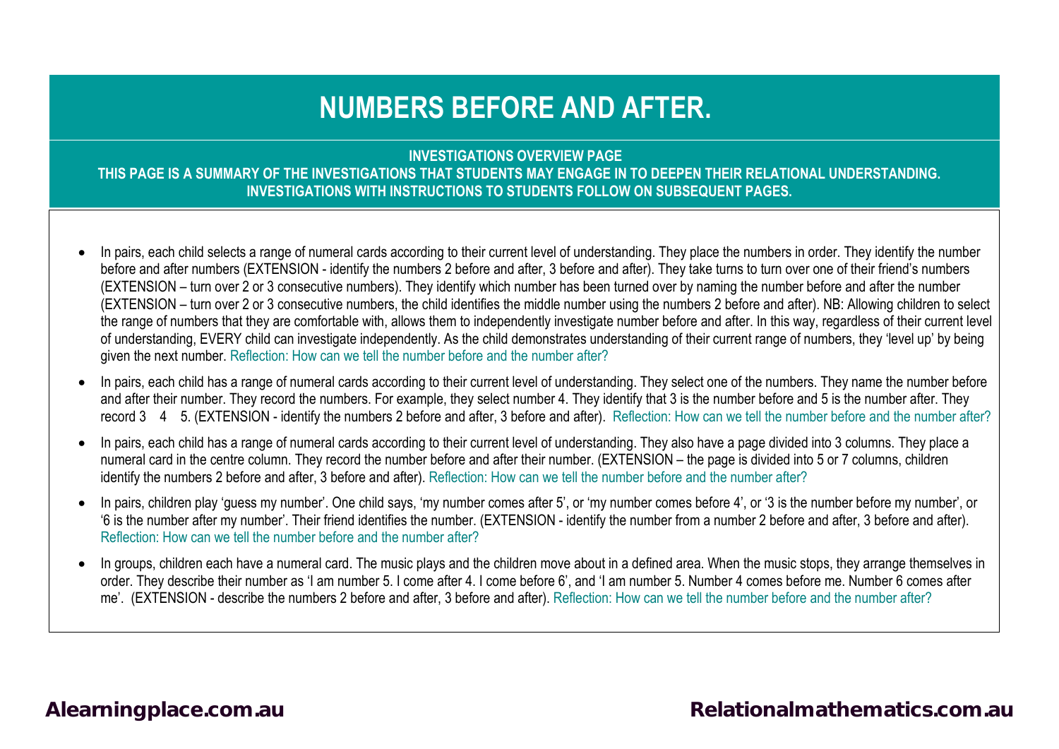# NUMBERS BEFORE AND AFTER.

**INVESTIGATIONS OVERVIEW PAGE**
**THIS PAGE IS A SUMMARY OF THE INVESTIGATIONS THAT STUDENTS MAY ENGAGE IN TO DEEPEN THEIR RELATIONAL UNDERSTANDING.**
**INVESTIGATIONS WITH INSTRUCTIONS TO STUDENTS FOLLOW ON SUBSEQUENT PAGES.**

- In pairs, each child selects a range of numeral cards according to their current level of understanding. They place the numbers in order. They identify the number before and after numbers (EXTENSION - identify the numbers 2 before and after, 3 before and after). They take turns to turn over one of their friend's numbers (EXTENSION – turn over 2 or 3 consecutive numbers). They identify which number has been turned over by naming the number before and after the number (EXTENSION – turn over 2 or 3 consecutive numbers, the child identifies the middle number using the numbers 2 before and after). NB: Allowing children to select the range of numbers that they are comfortable with, allows them to independently investigate number before and after. In this way, regardless of their current level of understanding, EVERY child can investigate independently. As the child demonstrates understanding of their current range of numbers, they 'level up' by being given the next number. Reflection: How can we tell the number before and the number after?
- In pairs, each child has a range of numeral cards according to their current level of understanding. They select one of the numbers. They name the number before and after their number. They record the numbers. For example, they select number 4. They identify that 3 is the number before and 5 is the number after. They record 3 4 5. (EXTENSION - identify the numbers 2 before and after, 3 before and after). Reflection: How can we tell the number before and the number after?
- In pairs, each child has a range of numeral cards according to their current level of understanding. They also have a page divided into 3 columns. They place a numeral card in the centre column. They record the number before and after their number. (EXTENSION – the page is divided into 5 or 7 columns, children identify the numbers 2 before and after, 3 before and after). Reflection: How can we tell the number before and the number after?
- In pairs, children play 'guess my number'. One child says, 'my number comes after 5', or 'my number comes before 4', or '3 is the number before my number', or '6 is the number after my number'. Their friend identifies the number. (EXTENSION - identify the number from a number 2 before and after, 3 before and after). Reflection: How can we tell the number before and the number after?
- In groups, children each have a numeral card. The music plays and the children move about in a defined area. When the music stops, they arrange themselves in order. They describe their number as 'I am number 5. I come after 4. I come before 6', and 'I am number 5. Number 4 comes before me. Number 6 comes after me'. (EXTENSION - describe the numbers 2 before and after, 3 before and after). Reflection: How can we tell the number before and the number after?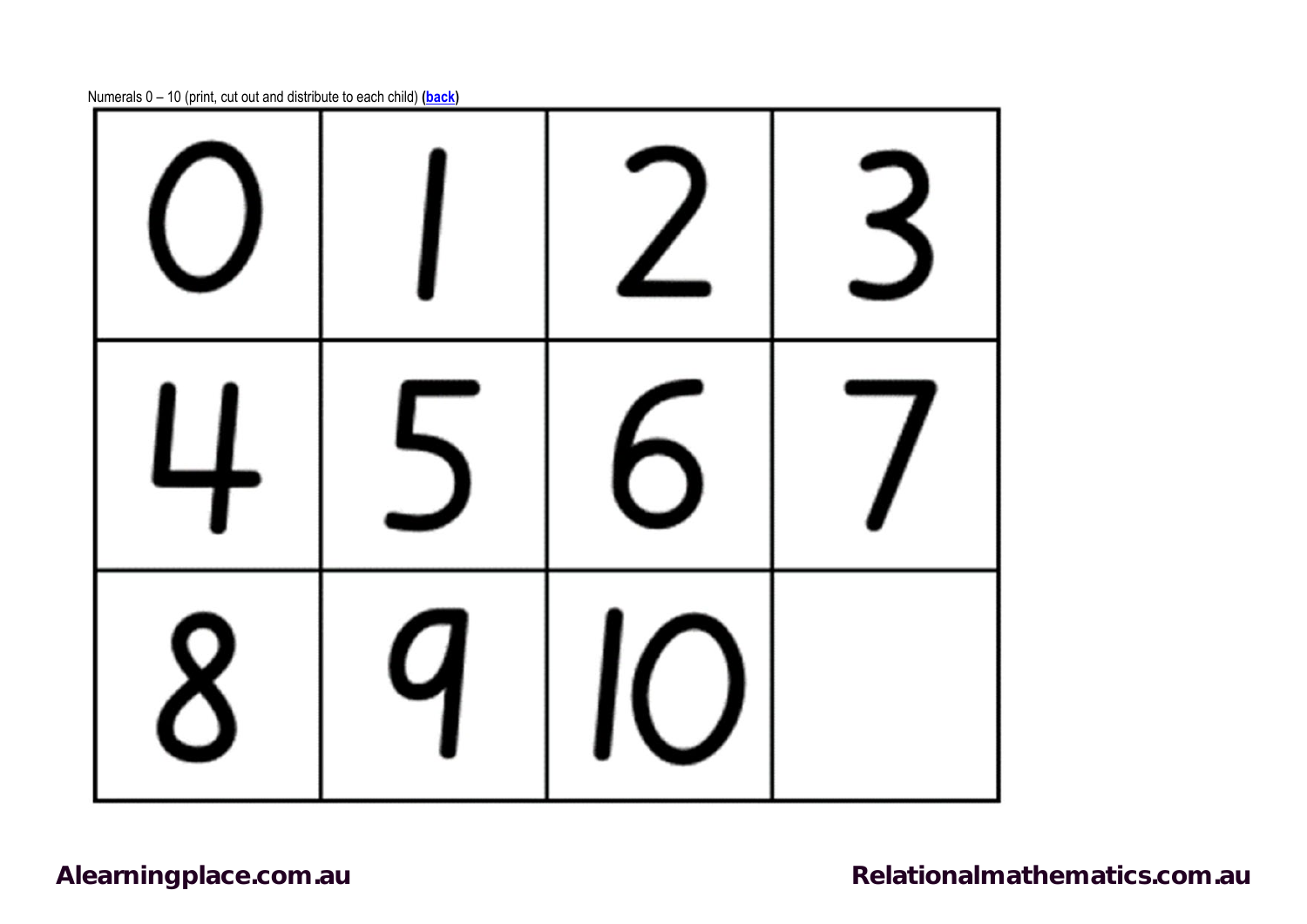Numerals 0 – 10 (print, cut out and distribute to each child) (**back**)

| | | | |
|---|---|---|---|
| 0 | 1 | 2 | 3 |
| 4 | 5 | 6 | 7 |
| 8 | 9 | 10 | |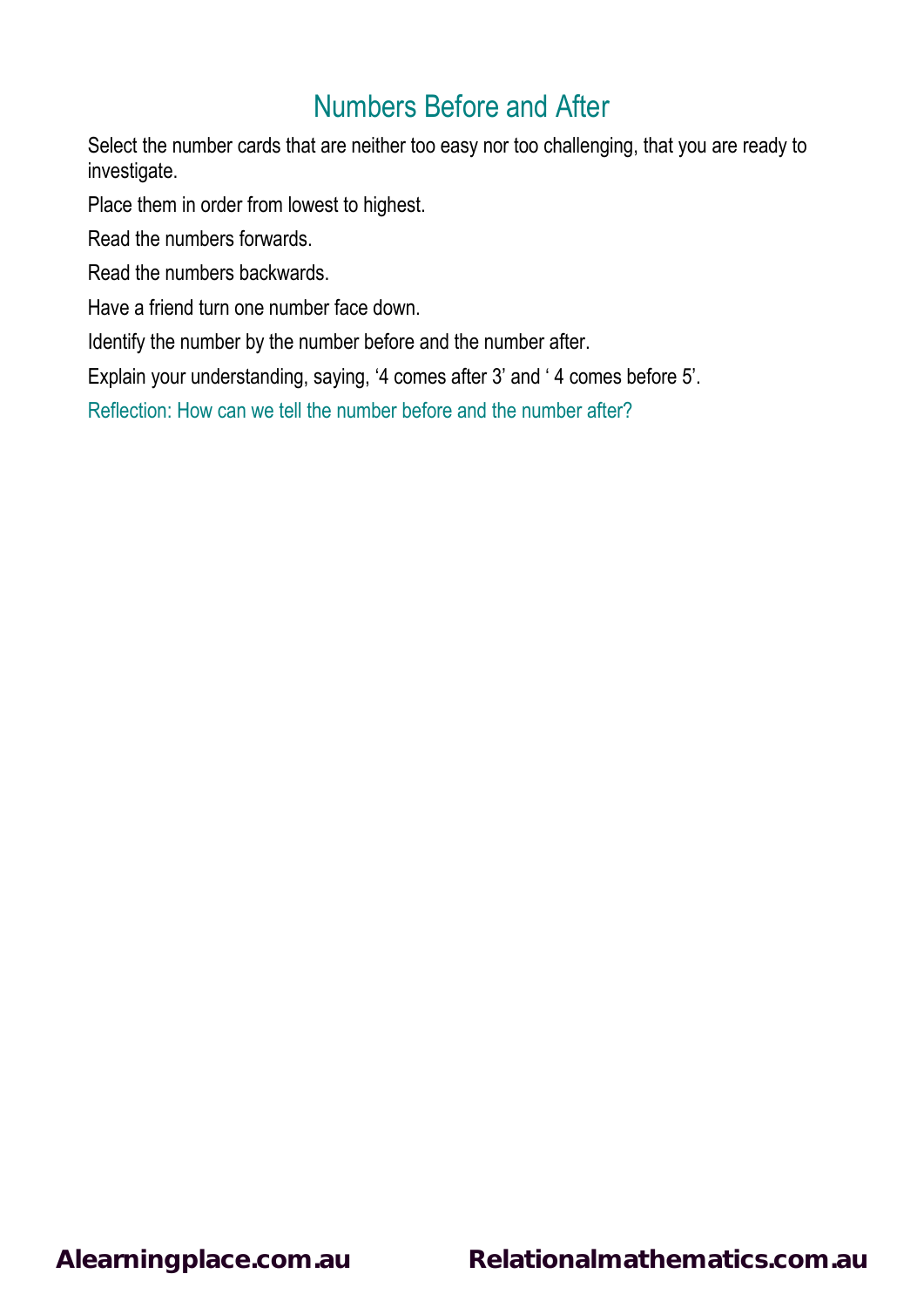# Numbers Before and After

Select the number cards that are neither too easy nor too challenging, that you are ready to investigate.

Place them in order from lowest to highest.

Read the numbers forwards.

Read the numbers backwards.

Have a friend turn one number face down.

Identify the number by the number before and the number after.

Explain your understanding, saying, '4 comes after 3' and ' 4 comes before 5'.

Reflection: How can we tell the number before and the number after?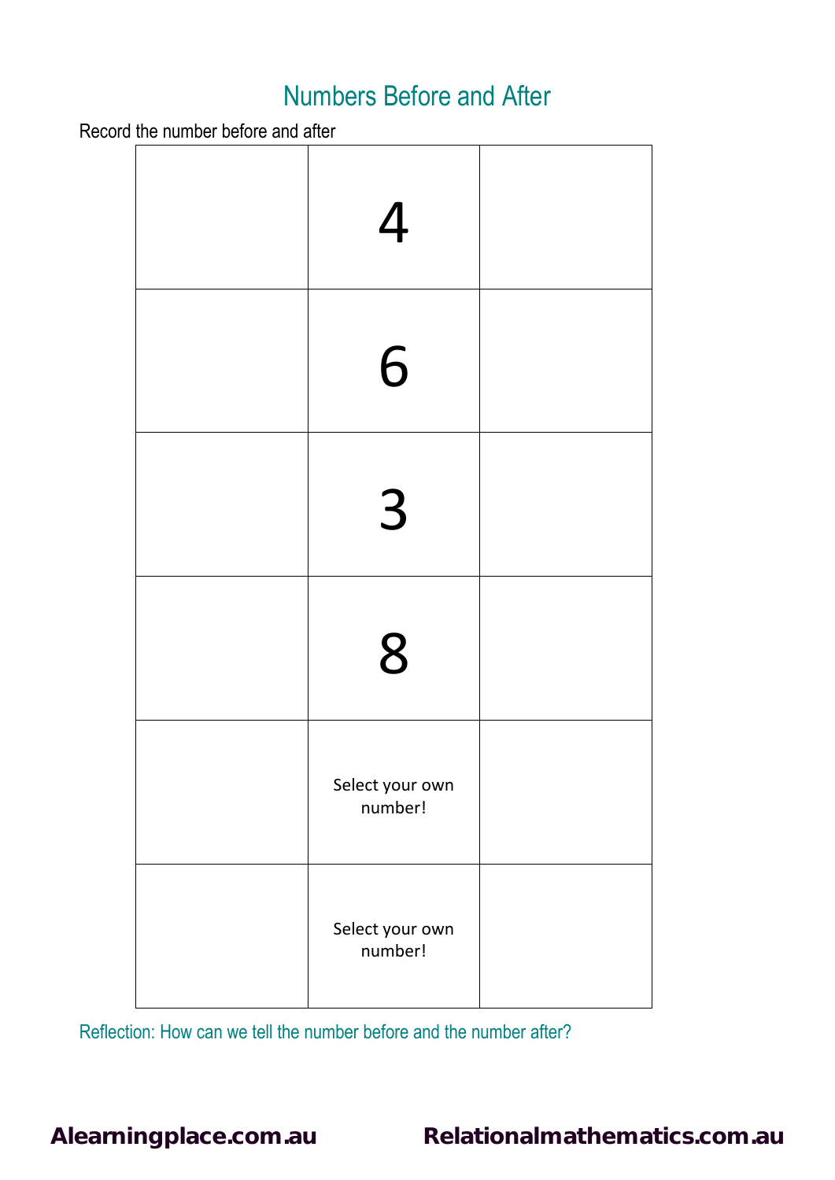# Numbers Before and After

Record the number before and after

| | | |
|---|---|---|
| | 4 | |
| | 6 | |
| | 3 | |
| | 8 | |
| | Select your own number! | |
| | Select your own number! | |

Reflection: How can we tell the number before and the number after?

**Alearningplace.com.au** **Relationalmathematics.com.au**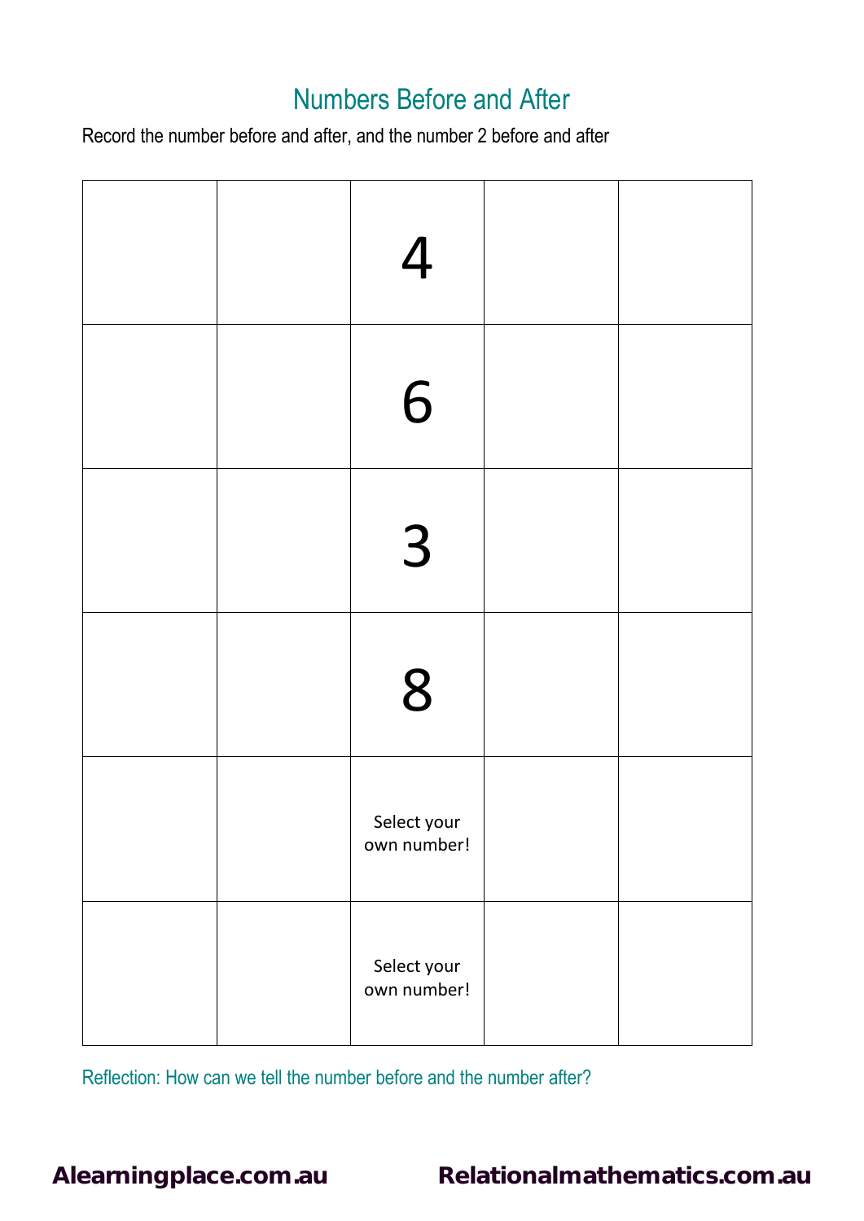# Numbers Before and After

Record the number before and after, and the number 2 before and after

| | | | | |
|---|---|---|---|---|
| | | 4 | | |
| | | 6 | | |
| | | 3 | | |
| | | 8 | | |
| | | Select your own number! | | |
| | | Select your own number! | | |

Reflection: How can we tell the number before and the number after?

**Alearningplace.com.au** **Relationalmathematics.com.au**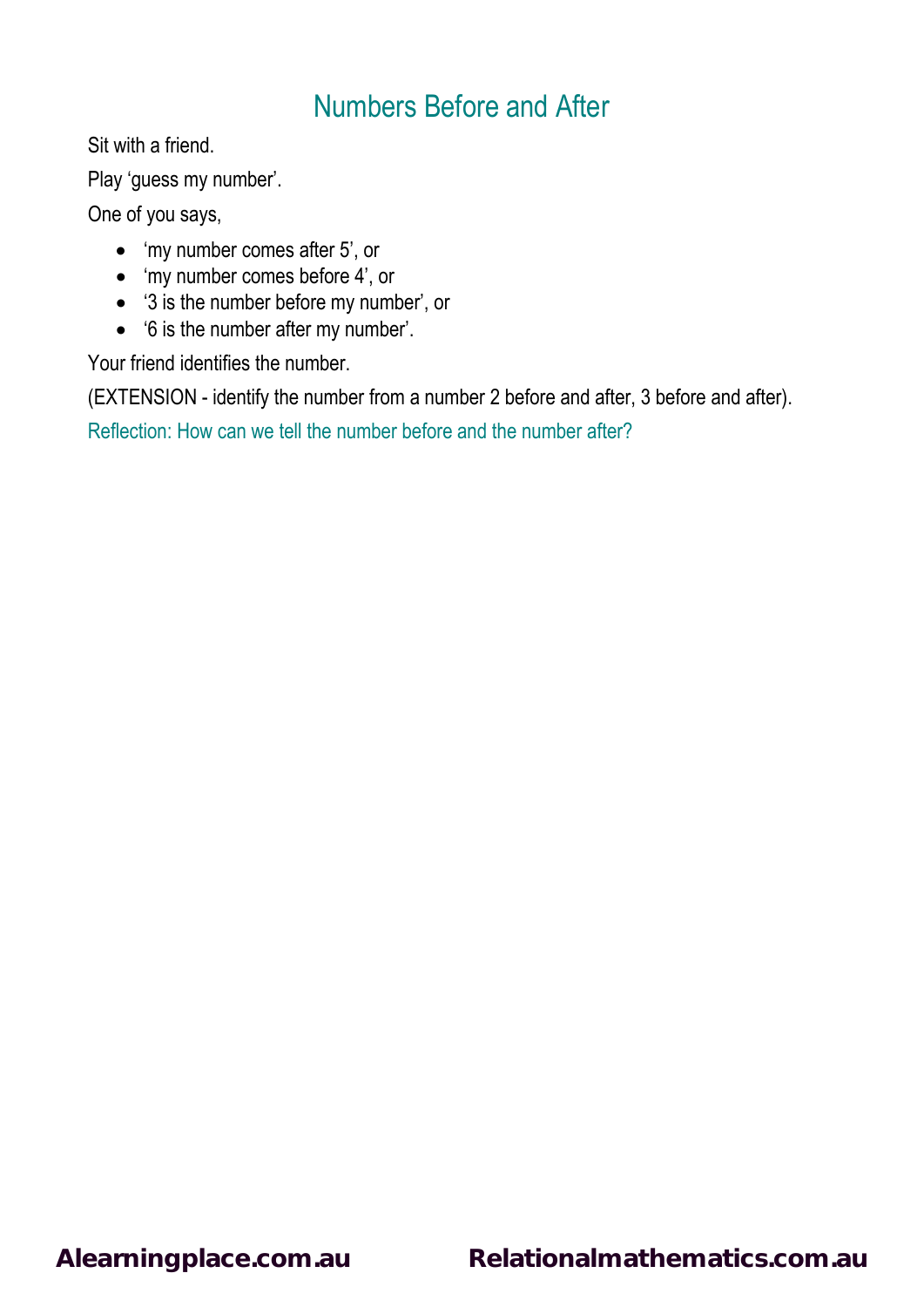# Numbers Before and After

Sit with a friend.

Play 'guess my number'.

One of you says,

- 'my number comes after 5', or
- 'my number comes before 4', or
- '3 is the number before my number', or
- '6 is the number after my number'.

Your friend identifies the number.

(EXTENSION - identify the number from a number 2 before and after, 3 before and after).

Reflection: How can we tell the number before and the number after?